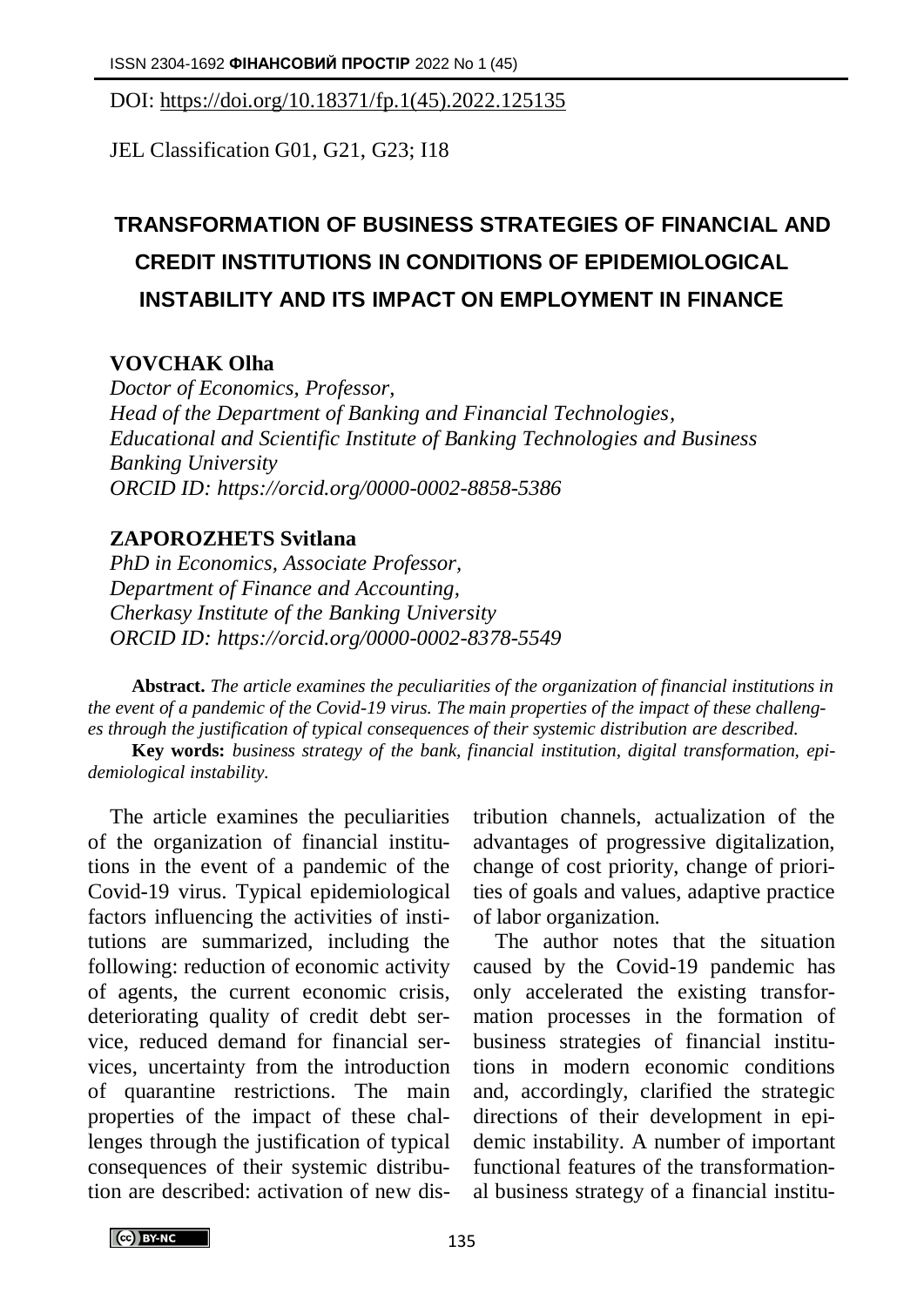DOI: https://doi.org/10.18371/fp.1(45).2022.125135

JEL Classification G01, G21, G23; I18

# TRANSFORMATION OF BUSINESS STRATEGIES OF FINANCIAL AND CREDIT INSTITUTIONS IN CONDITIONS OF EPIDEMIOLOGICAL INSTABILITY AND ITS IMPACT ON EMPLOYMENT IN FINANCE

**VOVCHAK Olha**
*Doctor of Economics, Professor,*
*Head of the Department of Banking and Financial Technologies,*
*Educational and Scientific Institute of Banking Technologies and Business*
*Banking University*
*ORCID ID: https://orcid.org/0000-0002-8858-5386*

**ZAPOROZHETS Svitlana**
*PhD in Economics, Associate Professor,*
*Department of Finance and Accounting,*
*Cherkasy Institute of the Banking University*
*ORCID ID: https://orcid.org/0000-0002-8378-5549*

**Abstract.** *The article examines the peculiarities of the organization of financial institutions in the event of a pandemic of the Covid-19 virus. The main properties of the impact of these challenges through the justification of typical consequences of their systemic distribution are described.*

**Key words:** *business strategy of the bank, financial institution, digital transformation, epidemiological instability.*

The article examines the peculiarities of the organization of financial institutions in the event of a pandemic of the Covid-19 virus. Typical epidemiological factors influencing the activities of institutions are summarized, including the following: reduction of economic activity of agents, the current economic crisis, deteriorating quality of credit debt service, reduced demand for financial services, uncertainty from the introduction of quarantine restrictions. The main properties of the impact of these challenges through the justification of typical consequences of their systemic distribution are described: activation of new distribution channels, actualization of the advantages of progressive digitalization, change of cost priority, change of priorities of goals and values, adaptive practice of labor organization.

The author notes that the situation caused by the Covid-19 pandemic has only accelerated the existing transformation processes in the formation of business strategies of financial institutions in modern economic conditions and, accordingly, clarified the strategic directions of their development in epidemic instability. A number of important functional features of the transformational business strategy of a financial institu-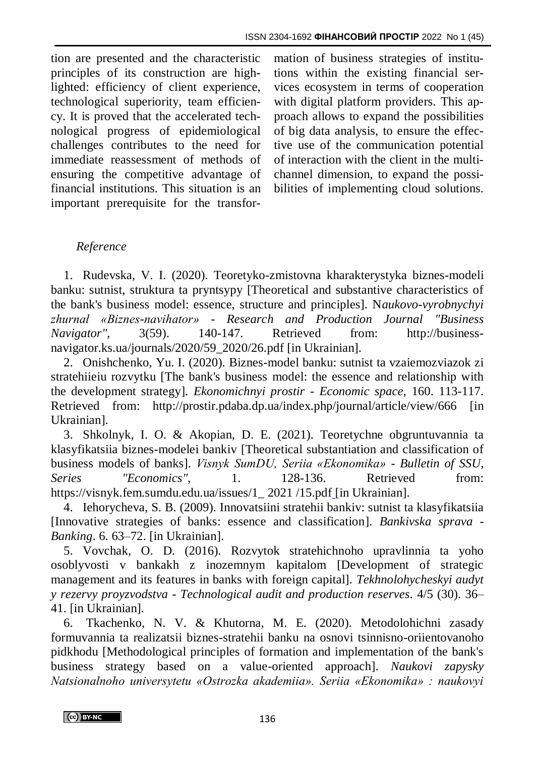tion are presented and the characteristic principles of its construction are highlighted: efficiency of client experience, technological superiority, team efficiency. It is proved that the accelerated technological progress of epidemiological challenges contributes to the need for immediate reassessment of methods of ensuring the competitive advantage of financial institutions. This situation is an important prerequisite for the transformation of business strategies of institutions within the existing financial services ecosystem in terms of cooperation with digital platform providers. This approach allows to expand the possibilities of big data analysis, to ensure the effective use of the communication potential of interaction with the client in the multichannel dimension, to expand the possibilities of implementing cloud solutions.

*Reference*

1. Rudevska, V. I. (2020). Teoretyko-zmistovna kharakterystyka biznes-modeli banku: sutnist, struktura ta pryntsypy [Theoretical and substantive characteristics of the bank's business model: essence, structure and principles]. N*aukovo-vyrobnychyi zhurnal «Biznes-navihator» - Research and Production Journal "Business Navigator"*, 3(59). 140-147. Retrieved from: http://business-navigator.ks.ua/journals/2020/59_2020/26.pdf [in Ukrainian].
2. Onishchenko, Yu. I. (2020). Biznes-model banku: sutnist ta vzaiemozviazok zi stratehiieiu rozvytku [The bank's business model: the essence and relationship with the development strategy]. *Ekonomichnyi prostir - Economic space*, 160. 113-117. Retrieved from: http://prostir.pdaba.dp.ua/index.php/journal/article/view/666 [in Ukrainian].
3. Shkolnyk, I. O. & Akopian, D. E. (2021). Teoretychne obgruntuvannia ta klasyfikatsiia biznes-modelei bankiv [Theoretical substantiation and classification of business models of banks]. *Visnyk SumDU, Seriia «Ekonomika» - Bulletin of SSU, Series "Economics"*, 1. 128-136. Retrieved from: https://visnyk.fem.sumdu.edu.ua/issues/1_ 2021 /15.pdf [in Ukrainian].
4. Iehorycheva, S. B. (2009). Innovatsiini stratehii bankiv: sutnist ta klasyfikatsiia [Innovative strategies of banks: essence and classification]. *Bankivska sprava - Banking*. 6. 63–72. [in Ukrainian].
5. Vovchak, O. D. (2016). Rozvytok stratehichnoho upravlinnia ta yoho osoblyvosti v bankakh z inozemnym kapitalom [Development of strategic management and its features in banks with foreign capital]. *Tekhnolohycheskyi audyt y rezervy proyzvodstva - Technological audit and production reserves*. 4/5 (30). 36–41. [in Ukrainian].
6. Tkachenko, N. V. & Khutorna, M. E. (2020). Metodolohichni zasady formuvannia ta realizatsii biznes-stratehii banku na osnovi tsinnisno-oriientovanoho pidkhodu [Methodological principles of formation and implementation of the bank's business strategy based on a value-oriented approach]. *Naukovi zapysky Natsionalnoho universytetu «Ostrozka akademiia». Seriia «Ekonomika» : naukovyi*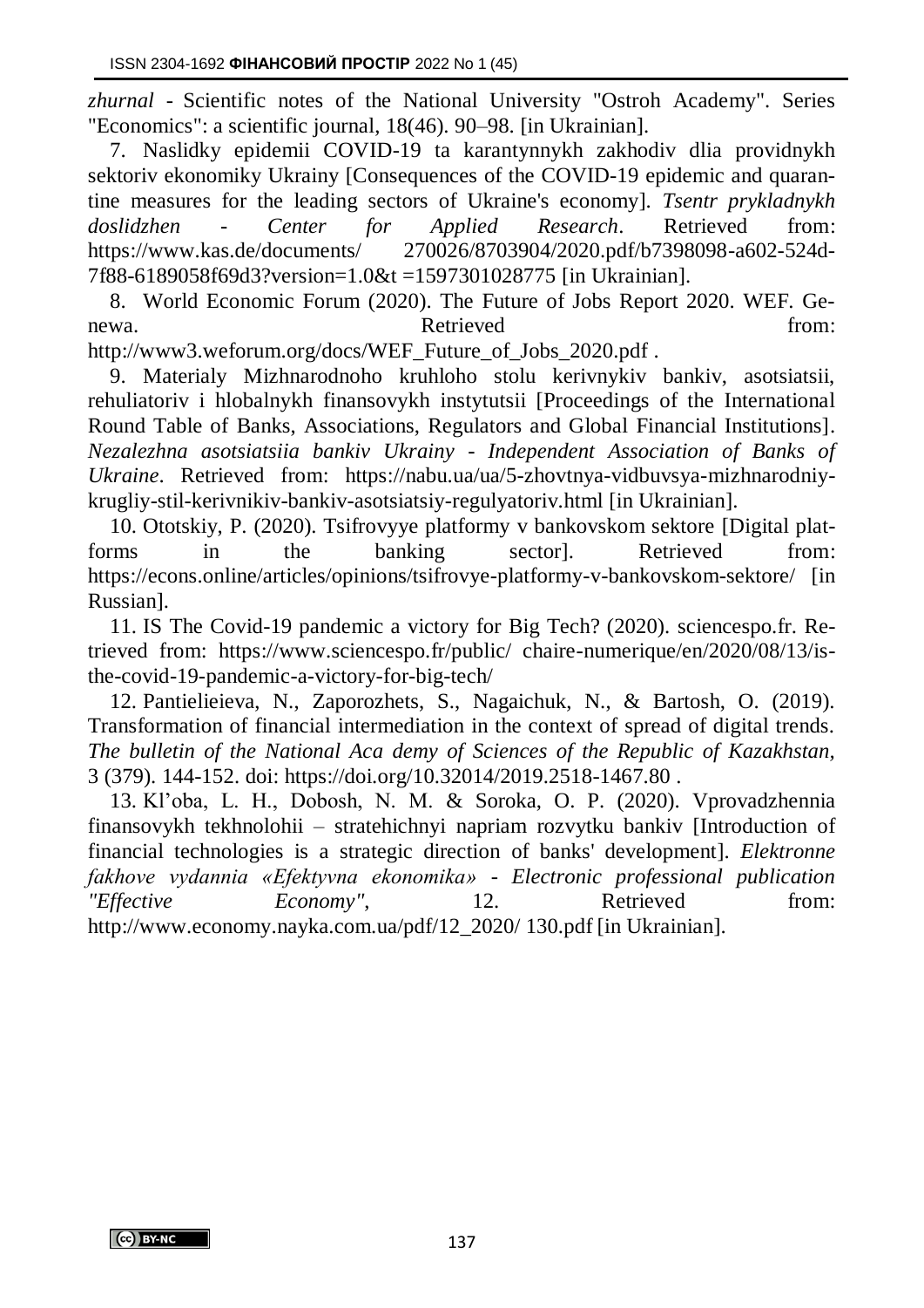*zhurnal* - Scientific notes of the National University "Ostroh Academy". Series "Economics": a scientific journal, 18(46). 90–98. [in Ukrainian].

7. Naslidky epidemii COVID-19 ta karantynnykh zakhodiv dlia providnykh sektoriv ekonomiky Ukrainy [Consequences of the COVID-19 epidemic and quarantine measures for the leading sectors of Ukraine's economy]. *Tsentr prykladnykh doslidzhen - Center for Applied Research*. Retrieved from: https://www.kas.de/documents/ 270026/8703904/2020.pdf/b7398098-a602-524d-7f88-6189058f69d3?version=1.0&t =1597301028775 [in Ukrainian].

8. World Economic Forum (2020). The Future of Jobs Report 2020. WEF. Genewa. Retrieved from: http://www3.weforum.org/docs/WEF_Future_of_Jobs_2020.pdf .

9. Materialy Mizhnarodnoho kruhloho stolu kerivnykiv bankiv, asotsiatsii, rehuliatoriv i hlobalnykh finansovykh instytutsii [Proceedings of the International Round Table of Banks, Associations, Regulators and Global Financial Institutions]. *Nezalezhna asotsiatsiia bankiv Ukrainy - Independent Association of Banks of Ukraine*. Retrieved from: https://nabu.ua/ua/5-zhovtnya-vidbuvsya-mizhnarodniy-krugliy-stil-kerivnikiv-bankiv-asotsiatsiy-regulyatoriv.html [in Ukrainian].

10. Ototskiy, P. (2020). Tsifrovyye platformy v bankovskom sektore [Digital platforms in the banking sector]. Retrieved from: https://econs.online/articles/opinions/tsifrovye-platformy-v-bankovskom-sektore/ [in Russian].

11. IS The Covid-19 pandemic a victory for Big Tech? (2020). sciencespo.fr. Retrieved from: https://www.sciencespo.fr/public/ chaire-numerique/en/2020/08/13/is-the-covid-19-pandemic-a-victory-for-big-tech/

12. Pantielieieva, N., Zaporozhets, S., Nagaichuk, N., & Bartosh, O. (2019). Transformation of financial intermediation in the context of spread of digital trends. *The bulletin of the National Aca demy of Sciences of the Republic of Kazakhstan,* 3 (379). 144-152. doi: https://doi.org/10.32014/2019.2518-1467.80 .

13. Kl'oba, L. H., Dobosh, N. M. & Soroka, O. P. (2020). Vprovadzhennia finansovykh tekhnolohii – stratehichnyi napriam rozvytku bankiv [Introduction of financial technologies is a strategic direction of banks' development]. *Elektronne fakhove vydannia «Efektyvna ekonomika» - Electronic professional publication "Effective Economy"*, 12. Retrieved from: http://www.economy.nayka.com.ua/pdf/12_2020/ 130.pdf [in Ukrainian].